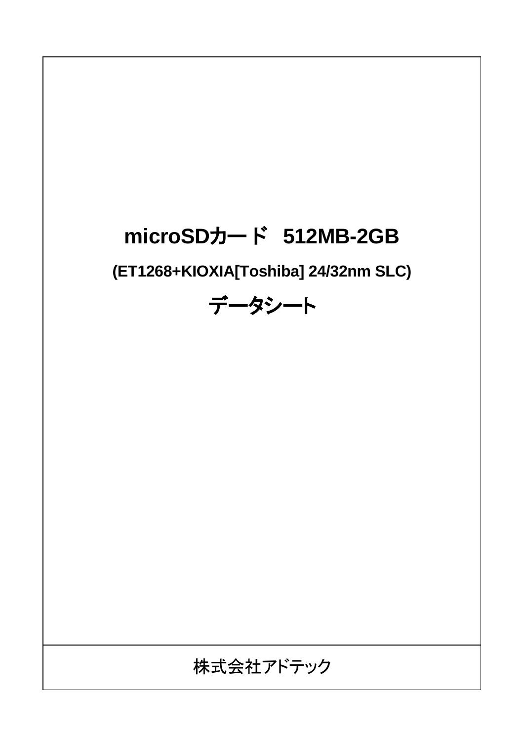# microSDカード　512MB-2GB

## (ET1268+KIOXIA[Toshiba] 24/32nm SLC)

# データシート

株式会社アドテック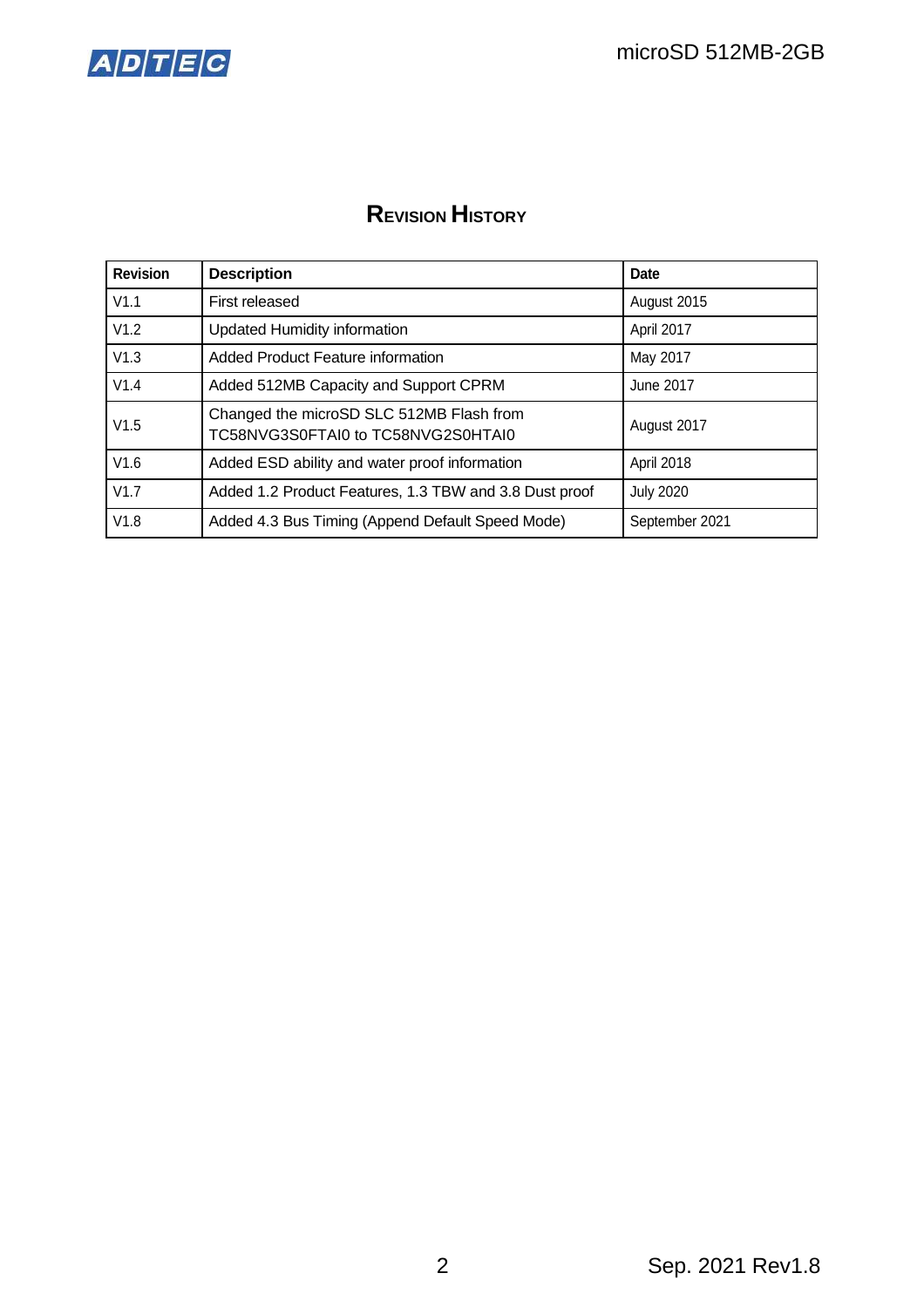# Revision History

| Revision | Description | Date |
|---|---|---|
| V1.1 | First released | August 2015 |
| V1.2 | Updated Humidity information | April 2017 |
| V1.3 | Added Product Feature information | May 2017 |
| V1.4 | Added 512MB Capacity and Support CPRM | June 2017 |
| V1.5 | Changed the microSD SLC 512MB Flash from TC58NVG3S0FTAI0 to TC58NVG2S0HTAI0 | August 2017 |
| V1.6 | Added ESD ability and water proof information | April 2018 |
| V1.7 | Added 1.2 Product Features, 1.3 TBW and 3.8 Dust proof | July 2020 |
| V1.8 | Added 4.3 Bus Timing (Append Default Speed Mode) | September 2021 |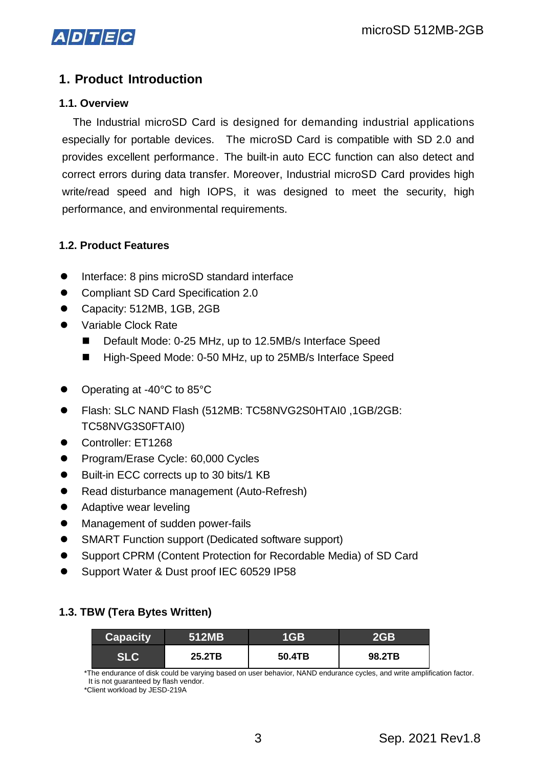# 1. Product Introduction

## 1.1. Overview

The Industrial microSD Card is designed for demanding industrial applications especially for portable devices. The microSD Card is compatible with SD 2.0 and provides excellent performance. The built-in auto ECC function can also detect and correct errors during data transfer. Moreover, Industrial microSD Card provides high write/read speed and high IOPS, it was designed to meet the security, high performance, and environmental requirements.

## 1.2. Product Features

- Interface: 8 pins microSD standard interface
- Compliant SD Card Specification 2.0
- Capacity: 512MB, 1GB, 2GB
- Variable Clock Rate
  - Default Mode: 0-25 MHz, up to 12.5MB/s Interface Speed
  - High-Speed Mode: 0-50 MHz, up to 25MB/s Interface Speed
- Operating at -40°C to 85°C
- Flash: SLC NAND Flash (512MB: TC58NVG2S0HTAI0 ,1GB/2GB: TC58NVG3S0FTAI0)
- Controller: ET1268
- Program/Erase Cycle: 60,000 Cycles
- Built-in ECC corrects up to 30 bits/1 KB
- Read disturbance management (Auto-Refresh)
- Adaptive wear leveling
- Management of sudden power-fails
- SMART Function support (Dedicated software support)
- Support CPRM (Content Protection for Recordable Media) of SD Card
- Support Water & Dust proof IEC 60529 IP58

## 1.3. TBW (Tera Bytes Written)

| Capacity | 512MB | 1GB | 2GB |
|---|---|---|---|
| SLC | 25.2TB | 50.4TB | 98.2TB |

*The endurance of disk could be varying based on user behavior, NAND endurance cycles, and write amplification factor. It is not guaranteed by flash vendor.
*Client workload by JESD-219A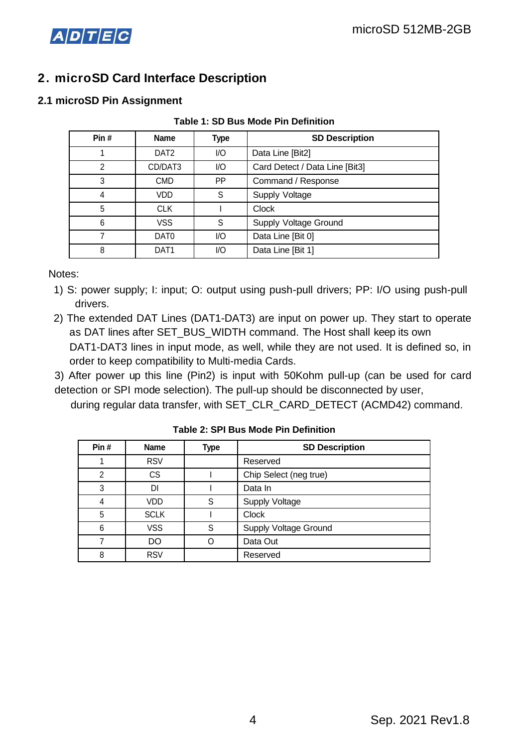## 2. microSD Card Interface Description

### 2.1 microSD Pin Assignment

**Table 1: SD Bus Mode Pin Definition**

| Pin # | Name | Type | SD Description |
|---|---|---|---|
| 1 | DAT2 | I/O | Data Line [Bit2] |
| 2 | CD/DAT3 | I/O | Card Detect / Data Line [Bit3] |
| 3 | CMD | PP | Command / Response |
| 4 | VDD | S | Supply Voltage |
| 5 | CLK | I | Clock |
| 6 | VSS | S | Supply Voltage Ground |
| 7 | DAT0 | I/O | Data Line [Bit 0] |
| 8 | DAT1 | I/O | Data Line [Bit 1] |

Notes:

1) S: power supply; I: input; O: output using push-pull drivers; PP: I/O using push-pull drivers.
2) The extended DAT Lines (DAT1-DAT3) are input on power up. They start to operate as DAT lines after SET_BUS_WIDTH command. The Host shall keep its own DAT1-DAT3 lines in input mode, as well, while they are not used. It is defined so, in order to keep compatibility to Multi-media Cards.
3) After power up this line (Pin2) is input with 50Kohm pull-up (can be used for card detection or SPI mode selection). The pull-up should be disconnected by user, during regular data transfer, with SET_CLR_CARD_DETECT (ACMD42) command.

**Table 2: SPI Bus Mode Pin Definition**

| Pin # | Name | Type | SD Description |
|---|---|---|---|
| 1 | RSV | | Reserved |
| 2 | CS | I | Chip Select (neg true) |
| 3 | DI | I | Data In |
| 4 | VDD | S | Supply Voltage |
| 5 | SCLK | I | Clock |
| 6 | VSS | S | Supply Voltage Ground |
| 7 | DO | O | Data Out |
| 8 | RSV | | Reserved |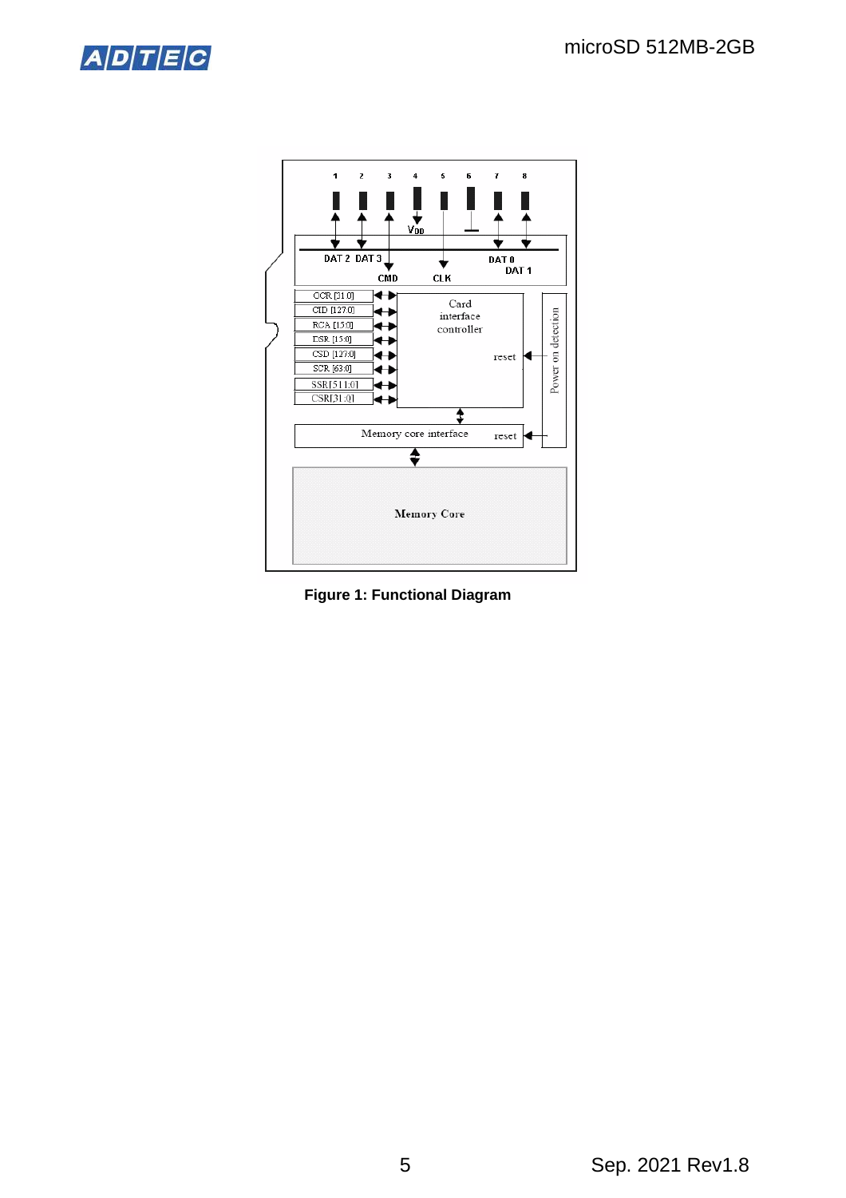Figure 1: Functional Diagram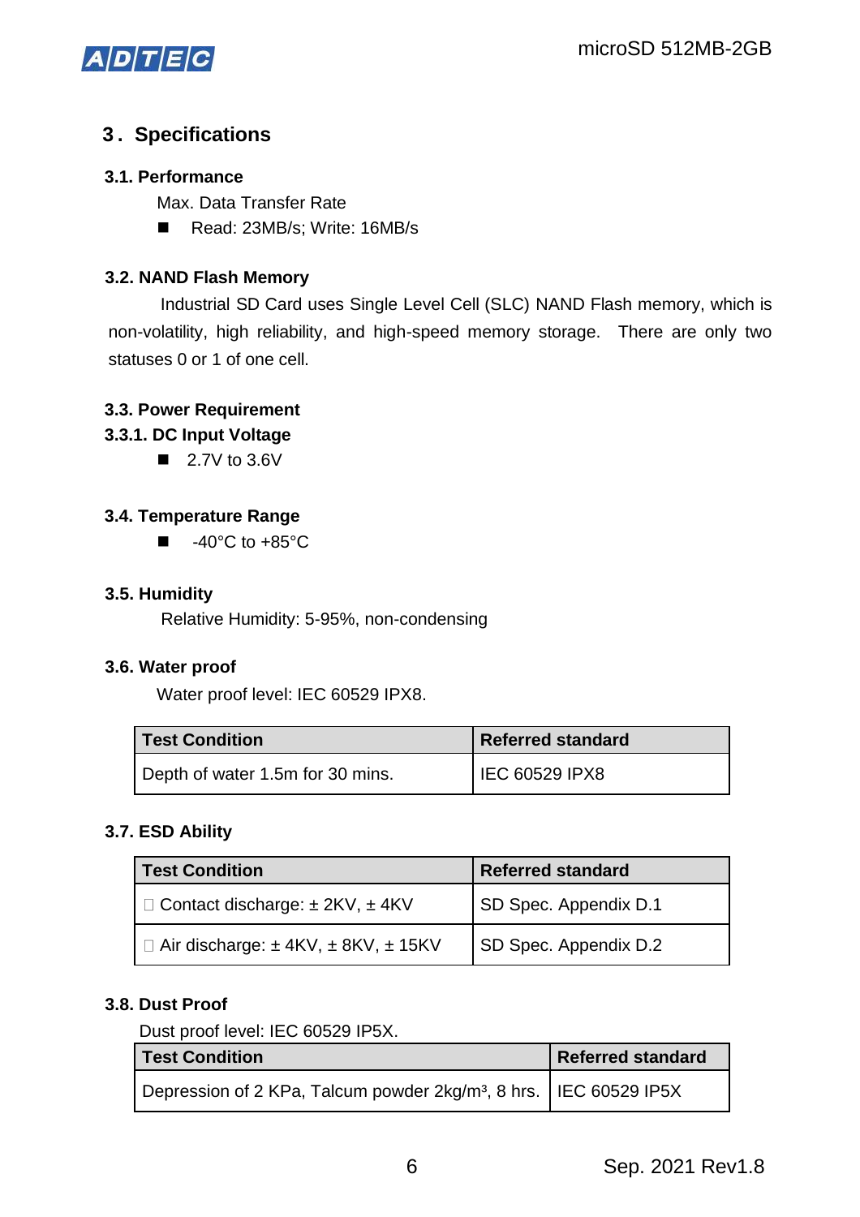## 3. Specifications

### 3.1. Performance

Max. Data Transfer Rate

- Read: 23MB/s; Write: 16MB/s

### 3.2. NAND Flash Memory

Industrial SD Card uses Single Level Cell (SLC) NAND Flash memory, which is non-volatility, high reliability, and high-speed memory storage. There are only two statuses 0 or 1 of one cell.

### 3.3. Power Requirement

#### 3.3.1. DC Input Voltage

- 2.7V to 3.6V

### 3.4. Temperature Range

- -40°C to +85°C

### 3.5. Humidity

Relative Humidity: 5-95%, non-condensing

### 3.6. Water proof

Water proof level: IEC 60529 IPX8.

| Test Condition | Referred standard |
|---|---|
| Depth of water 1.5m for 30 mins. | IEC 60529 IPX8 |

### 3.7. ESD Ability

| Test Condition | Referred standard |
|---|---|
| □ Contact discharge: ± 2KV, ± 4KV | SD Spec. Appendix D.1 |
| □ Air discharge: ± 4KV, ± 8KV, ± 15KV | SD Spec. Appendix D.2 |

### 3.8. Dust Proof

Dust proof level: IEC 60529 IP5X.

| Test Condition | Referred standard |
|---|---|
| Depression of 2 KPa, Talcum powder 2kg/m³, 8 hrs. | IEC 60529 IP5X |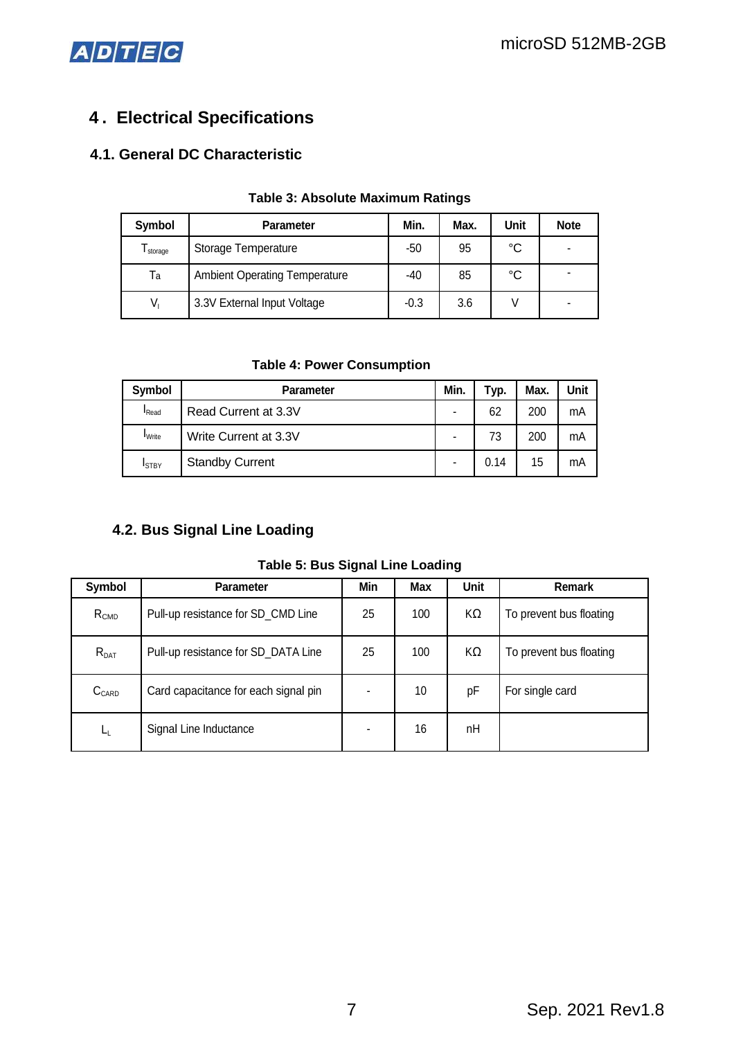# 4. Electrical Specifications

## 4.1. General DC Characteristic

**Table 3: Absolute Maximum Ratings**

| Symbol | Parameter | Min. | Max. | Unit | Note |
|---|---|---|---|---|---|
| $T_{storage}$ | Storage Temperature | -50 | 95 | °C | - |
| Ta | Ambient Operating Temperature | -40 | 85 | °C | - |
| $V_I$ | 3.3V External Input Voltage | -0.3 | 3.6 | V | - |

**Table 4: Power Consumption**

| Symbol | Parameter | Min. | Typ. | Max. | Unit |
|---|---|---|---|---|---|
| $I_{Read}$ | Read Current at 3.3V | - | 62 | 200 | mA |
| $I_{Write}$ | Write Current at 3.3V | - | 73 | 200 | mA |
| $I_{STBY}$ | Standby Current | - | 0.14 | 15 | mA |

## 4.2. Bus Signal Line Loading

**Table 5: Bus Signal Line Loading**

| Symbol | Parameter | Min | Max | Unit | Remark |
|---|---|---|---|---|---|
| $R_{CMD}$ | Pull-up resistance for SD_CMD Line | 25 | 100 | KΩ | To prevent bus floating |
| $R_{DAT}$ | Pull-up resistance for SD_DATA Line | 25 | 100 | KΩ | To prevent bus floating |
| $C_{CARD}$ | Card capacitance for each signal pin | - | 10 | pF | For single card |
| $L_L$ | Signal Line Inductance | - | 16 | nH | |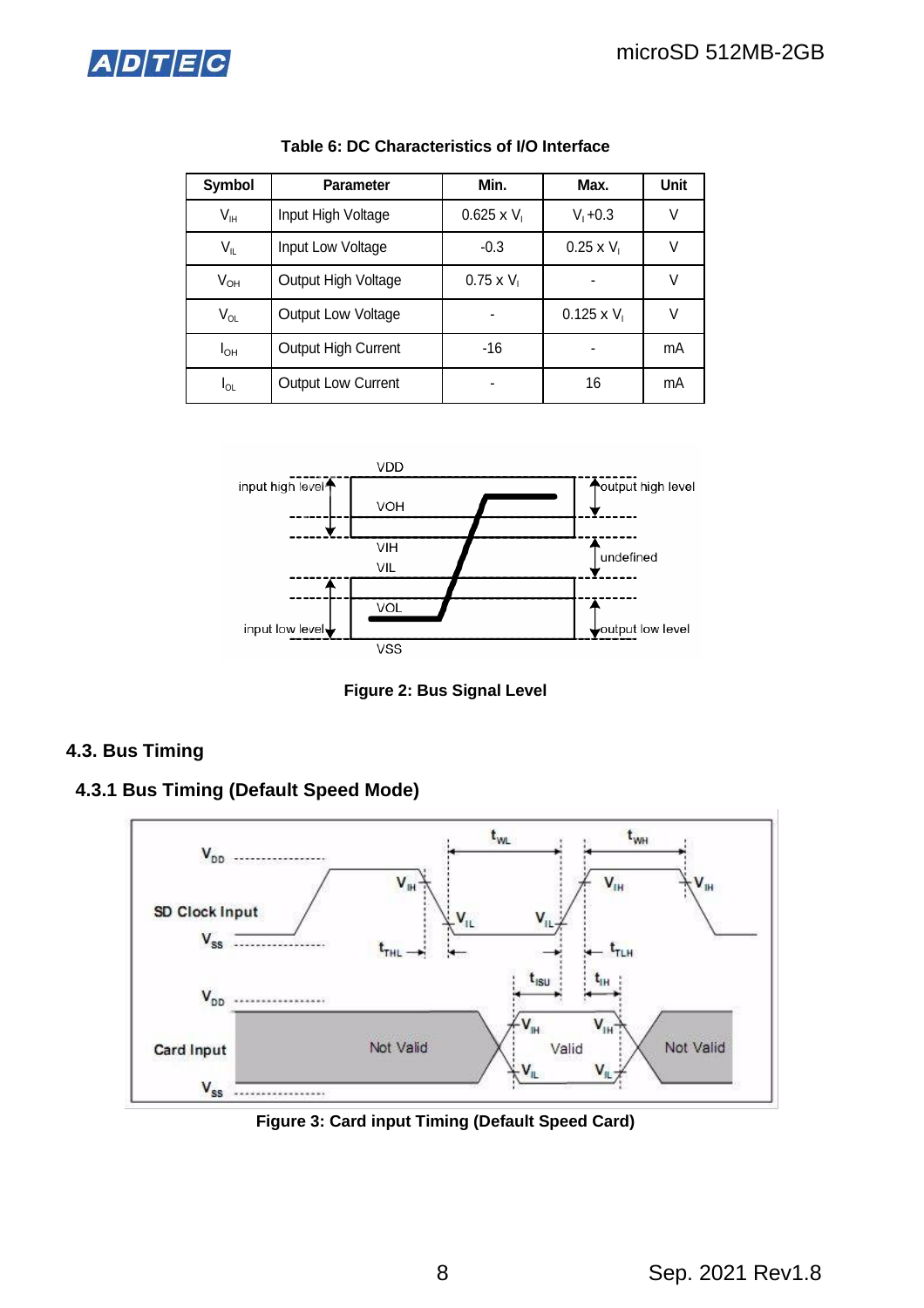**Table 6: DC Characteristics of I/O Interface**

| Symbol | Parameter | Min. | Max. | Unit |
|---|---|---|---|---|
| $V_{IH}$ | Input High Voltage | 0.625 x $V_I$ | $V_I$ +0.3 | V |
| $V_{IL}$ | Input Low Voltage | -0.3 | 0.25 x $V_I$ | V |
| $V_{OH}$ | Output High Voltage | 0.75 x $V_I$ | - | V |
| $V_{OL}$ | Output Low Voltage | - | 0.125 x $V_I$ | V |
| $I_{OH}$ | Output High Current | -16 | - | mA |
| $I_{OL}$ | Output Low Current | - | 16 | mA |

**Figure 2: Bus Signal Level**

## 4.3. Bus Timing

### 4.3.1 Bus Timing (Default Speed Mode)

**Figure 3: Card input Timing (Default Speed Card)**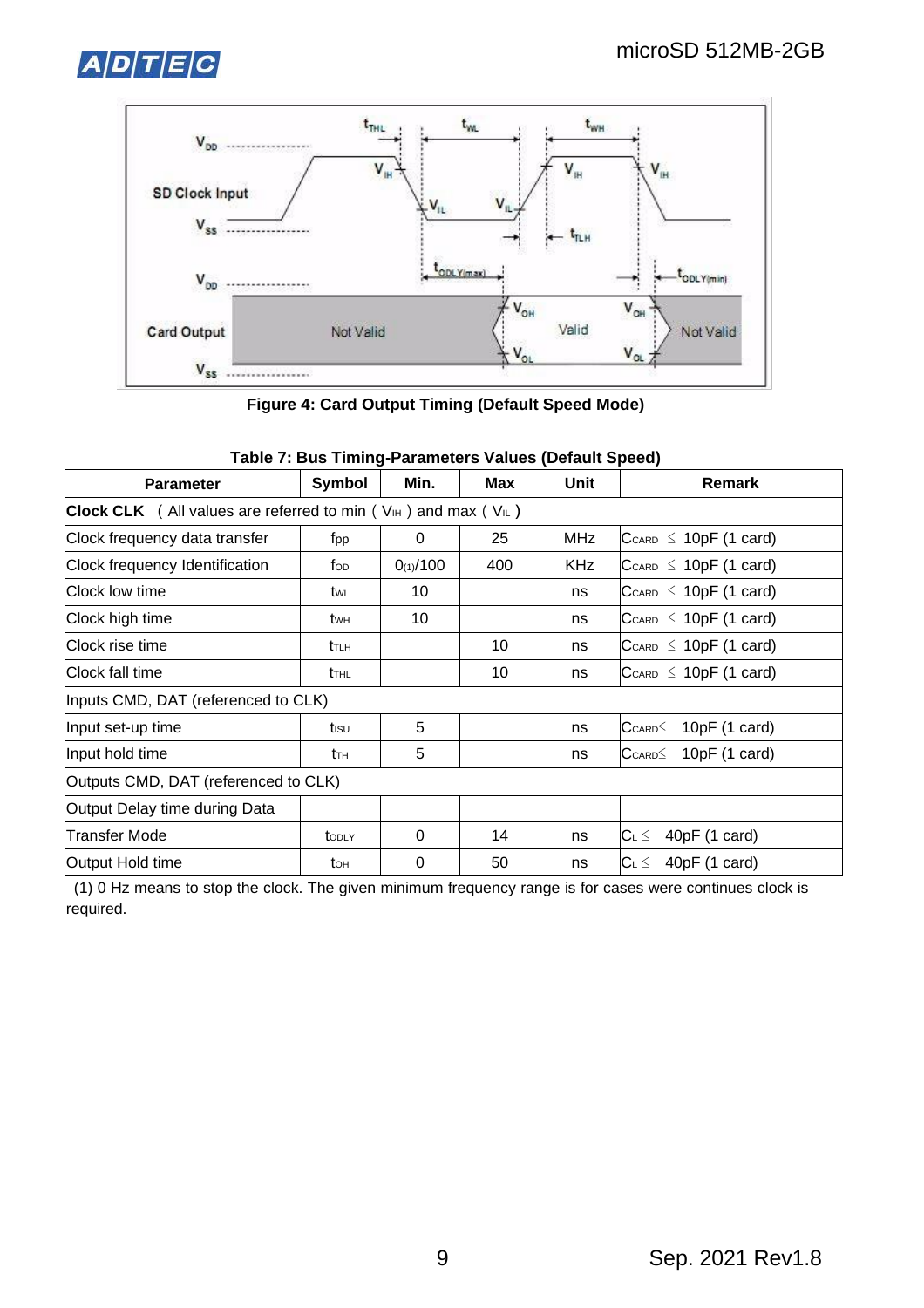Figure 4: Card Output Timing (Default Speed Mode)

**Table 7: Bus Timing-Parameters Values (Default Speed)**

| Parameter | Symbol | Min. | Max | Unit | Remark |
|---|---|---|---|---|---|
| **Clock CLK** （All values are referred to min（$V_{IH}$）and max（$V_{IL}$） | | | | | |
| Clock frequency data transfer | $f_{PP}$ | 0 | 25 | MHz | $C_{CARD}$ ≦ 10pF (1 card) |
| Clock frequency Identification | $f_{OD}$ | 0(1)/100 | 400 | KHz | $C_{CARD}$ ≦ 10pF (1 card) |
| Clock low time | $t_{WL}$ | 10 | | ns | $C_{CARD}$ ≦ 10pF (1 card) |
| Clock high time | $t_{WH}$ | 10 | | ns | $C_{CARD}$ ≦ 10pF (1 card) |
| Clock rise time | $t_{TLH}$ | | 10 | ns | $C_{CARD}$ ≦ 10pF (1 card) |
| Clock fall time | $t_{THL}$ | | 10 | ns | $C_{CARD}$ ≦ 10pF (1 card) |
| Inputs CMD, DAT (referenced to CLK) | | | | | |
| Input set-up time | $t_{ISU}$ | 5 | | ns | $C_{CARD}$≦ 10pF (1 card) |
| Input hold time | $t_{TH}$ | 5 | | ns | $C_{CARD}$≦ 10pF (1 card) |
| Outputs CMD, DAT (referenced to CLK) | | | | | |
| Output Delay time during Data Transfer Mode | $t_{ODLY}$ | 0 | 14 | ns | $C_L$ ≦ 40pF (1 card) |
| Output Hold time | $t_{OH}$ | 0 | 50 | ns | $C_L$ ≦ 40pF (1 card) |

(1) 0 Hz means to stop the clock. The given minimum frequency range is for cases were continues clock is required.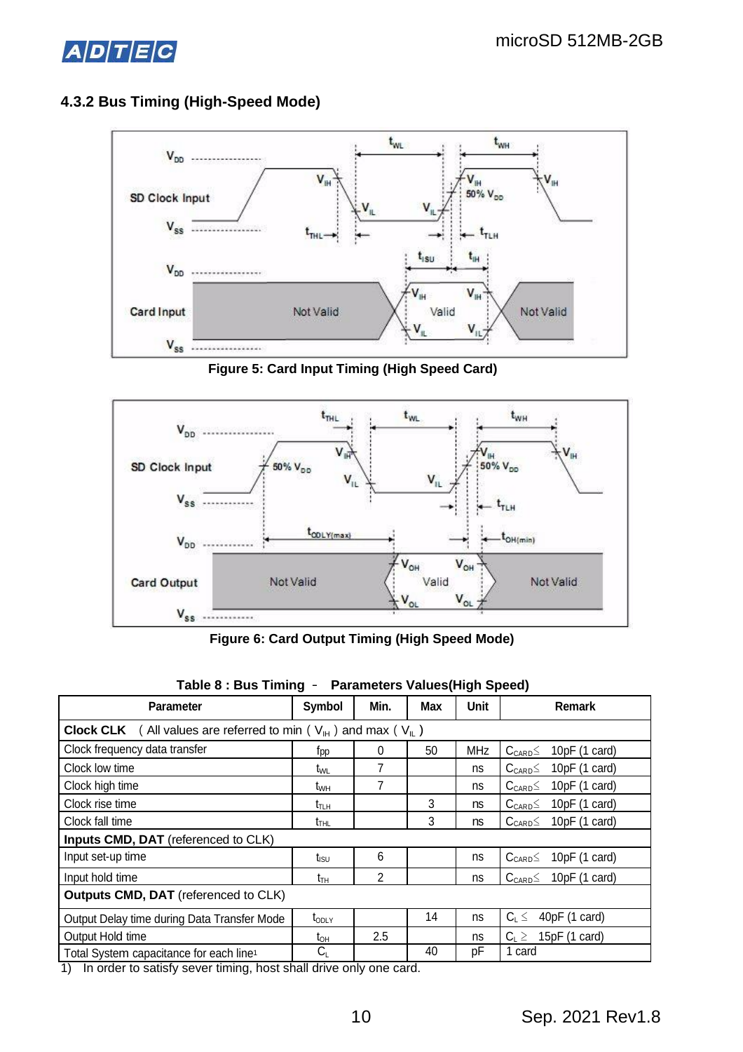### 4.3.2 Bus Timing (High-Speed Mode)

Figure 5: Card Input Timing (High Speed Card)

Figure 6: Card Output Timing (High Speed Mode)

**Table 8 : Bus Timing – Parameters Values(High Speed)**

| Parameter | Symbol | Min. | Max | Unit | Remark |
|---|---|---|---|---|---|
| **Clock CLK** (All values are referred to min ($V_{IH}$) and max ($V_{IL}$) | | | | | |
| Clock frequency data transfer | $f_{PP}$ | 0 | 50 | MHz | $C_{CARD} \leq$ 10pF (1 card) |
| Clock low time | $t_{WL}$ | 7 | | ns | $C_{CARD} \leq$ 10pF (1 card) |
| Clock high time | $t_{WH}$ | 7 | | ns | $C_{CARD} \leq$ 10pF (1 card) |
| Clock rise time | $t_{TLH}$ | | 3 | ns | $C_{CARD} \leq$ 10pF (1 card) |
| Clock fall time | $t_{THL}$ | | 3 | ns | $C_{CARD} \leq$ 10pF (1 card) |
| **Inputs CMD, DAT** (referenced to CLK) | | | | | |
| Input set-up time | $t_{ISU}$ | 6 | | ns | $C_{CARD} \leq$ 10pF (1 card) |
| Input hold time | $t_{IH}$ | 2 | | ns | $C_{CARD} \leq$ 10pF (1 card) |
| **Outputs CMD, DAT** (referenced to CLK) | | | | | |
| Output Delay time during Data Transfer Mode | $t_{ODLY}$ | | 14 | ns | $C_L \leq$ 40pF (1 card) |
| Output Hold time | $t_{OH}$ | 2.5 | | ns | $C_L \geq$ 15pF (1 card) |
| Total System capacitance for each line[1] | $C_L$ | | 40 | pF | 1 card |

1) In order to satisfy sever timing, host shall drive only one card.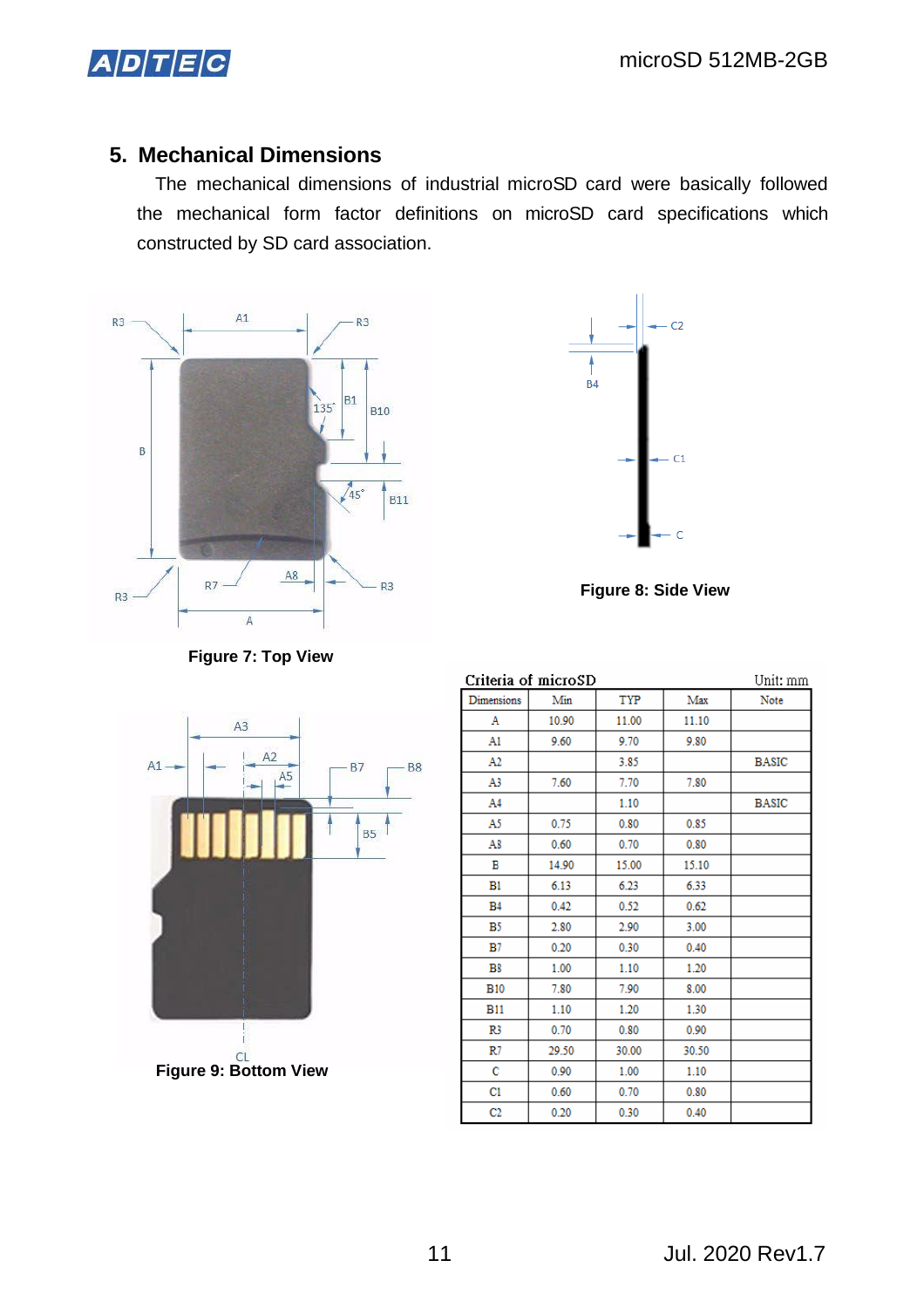## 5. Mechanical Dimensions

The mechanical dimensions of industrial microSD card were basically followed the mechanical form factor definitions on microSD card specifications which constructed by SD card association.

Figure 7: Top View

Figure 8: Side View

Figure 9: Bottom View

Criteria of microSD — Unit: mm

| Dimensions | Min | TYP | Max | Note |
|---|---|---|---|---|
| A | 10.90 | 11.00 | 11.10 | |
| A1 | 9.60 | 9.70 | 9.80 | |
| A2 | | 3.85 | | BASIC |
| A3 | 7.60 | 7.70 | 7.80 | |
| A4 | | 1.10 | | BASIC |
| A5 | 0.75 | 0.80 | 0.85 | |
| A8 | 0.60 | 0.70 | 0.80 | |
| B | 14.90 | 15.00 | 15.10 | |
| B1 | 6.13 | 6.23 | 6.33 | |
| B4 | 0.42 | 0.52 | 0.62 | |
| B5 | 2.80 | 2.90 | 3.00 | |
| B7 | 0.20 | 0.30 | 0.40 | |
| B8 | 1.00 | 1.10 | 1.20 | |
| B10 | 7.80 | 7.90 | 8.00 | |
| B11 | 1.10 | 1.20 | 1.30 | |
| R3 | 0.70 | 0.80 | 0.90 | |
| R7 | 29.50 | 30.00 | 30.50 | |
| C | 0.90 | 1.00 | 1.10 | |
| C1 | 0.60 | 0.70 | 0.80 | |
| C2 | 0.20 | 0.30 | 0.40 | |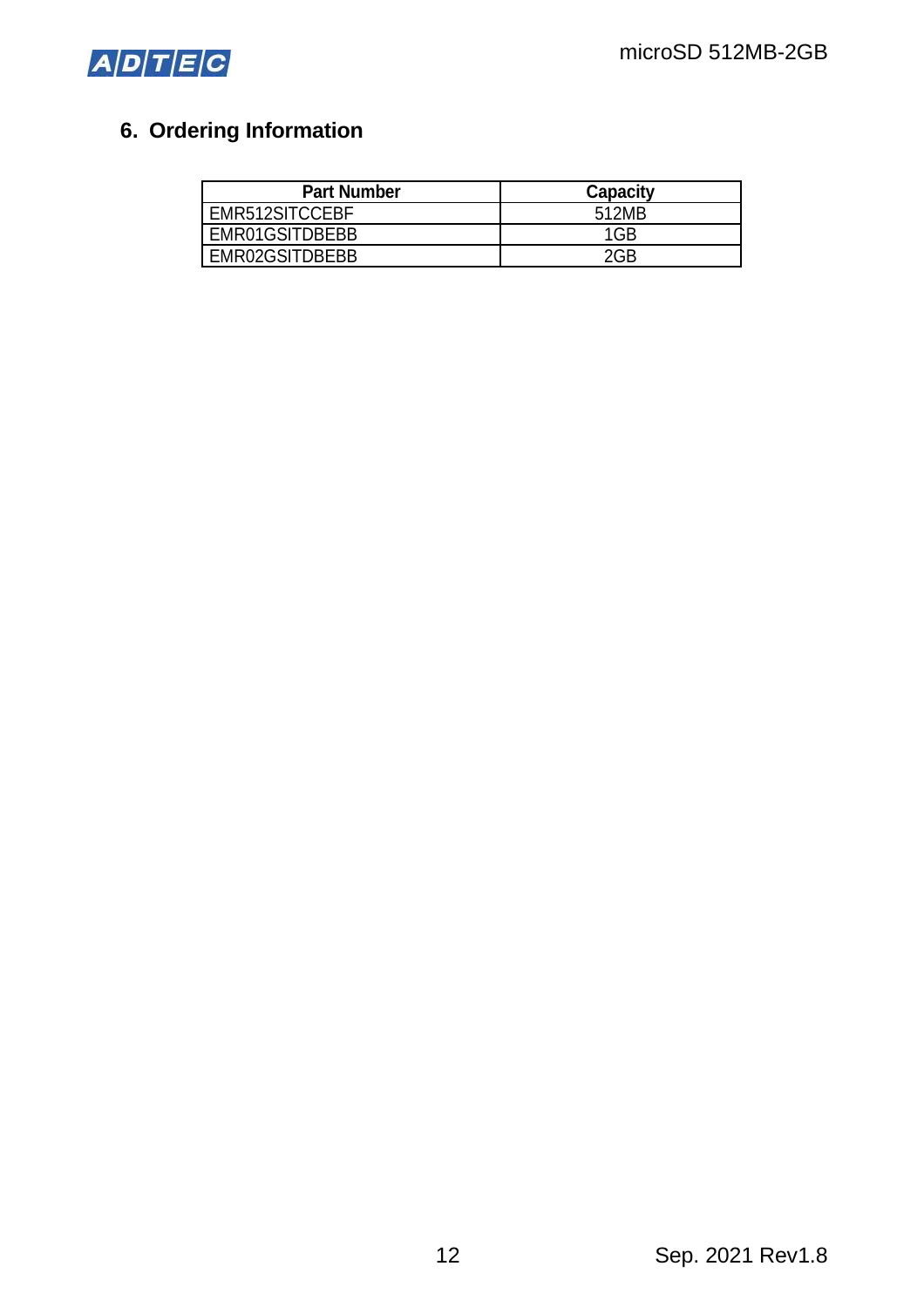## 6. Ordering Information

| Part Number | Capacity |
|---|---|
| EMR512SITCCEBF | 512MB |
| EMR01GSITDBEBB | 1GB |
| EMR02GSITDBEBB | 2GB |